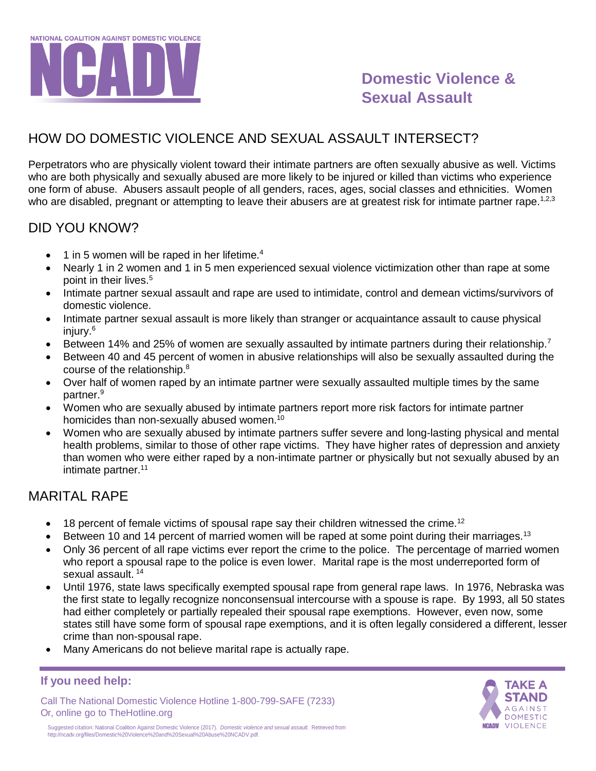NATIONAL COALITION AGAINST DOMESTIC VIOLENCE

# NCADV

## Domestic Violence & Sexual Assault

## HOW DO DOMESTIC VIOLENCE AND SEXUAL ASSAULT INTERSECT?

Perpetrators who are physically violent toward their intimate partners are often sexually abusive as well. Victims who are both physically and sexually abused are more likely to be injured or killed than victims who experience one form of abuse. Abusers assault people of all genders, races, ages, social classes and ethnicities. Women who are disabled, pregnant or attempting to leave their abusers are at greatest risk for intimate partner rape.[1,2,3]

## DID YOU KNOW?

- 1 in 5 women will be raped in her lifetime.[4]
- Nearly 1 in 2 women and 1 in 5 men experienced sexual violence victimization other than rape at some point in their lives.[5]
- Intimate partner sexual assault and rape are used to intimidate, control and demean victims/survivors of domestic violence.
- Intimate partner sexual assault is more likely than stranger or acquaintance assault to cause physical injury.[6]
- Between 14% and 25% of women are sexually assaulted by intimate partners during their relationship.[7]
- Between 40 and 45 percent of women in abusive relationships will also be sexually assaulted during the course of the relationship.[8]
- Over half of women raped by an intimate partner were sexually assaulted multiple times by the same partner.[9]
- Women who are sexually abused by intimate partners report more risk factors for intimate partner homicides than non-sexually abused women.[10]
- Women who are sexually abused by intimate partners suffer severe and long-lasting physical and mental health problems, similar to those of other rape victims. They have higher rates of depression and anxiety than women who were either raped by a non-intimate partner or physically but not sexually abused by an intimate partner.[11]

## MARITAL RAPE

- 18 percent of female victims of spousal rape say their children witnessed the crime.[12]
- Between 10 and 14 percent of married women will be raped at some point during their marriages.[13]
- Only 36 percent of all rape victims ever report the crime to the police. The percentage of married women who report a spousal rape to the police is even lower. Marital rape is the most underreported form of sexual assault.[14]
- Until 1976, state laws specifically exempted spousal rape from general rape laws. In 1976, Nebraska was the first state to legally recognize nonconsensual intercourse with a spouse is rape. By 1993, all 50 states had either completely or partially repealed their spousal rape exemptions. However, even now, some states still have some form of spousal rape exemptions, and it is often legally considered a different, lesser crime than non-spousal rape.
- Many Americans do not believe marital rape is actually rape.

**If you need help:**

Call The National Domestic Violence Hotline 1-800-799-SAFE (7233)
Or, online go to TheHotline.org

Suggested citation: National Coalition Against Domestic Violence (2017). *Domestic violence and sexual assault.* Retrieved from http://ncadv.org/files/Domestic%20Violence%20and%20Sexual%20Abuse%20NCADV.pdf.

TAKE A STAND AGAINST DOMESTIC VIOLENCE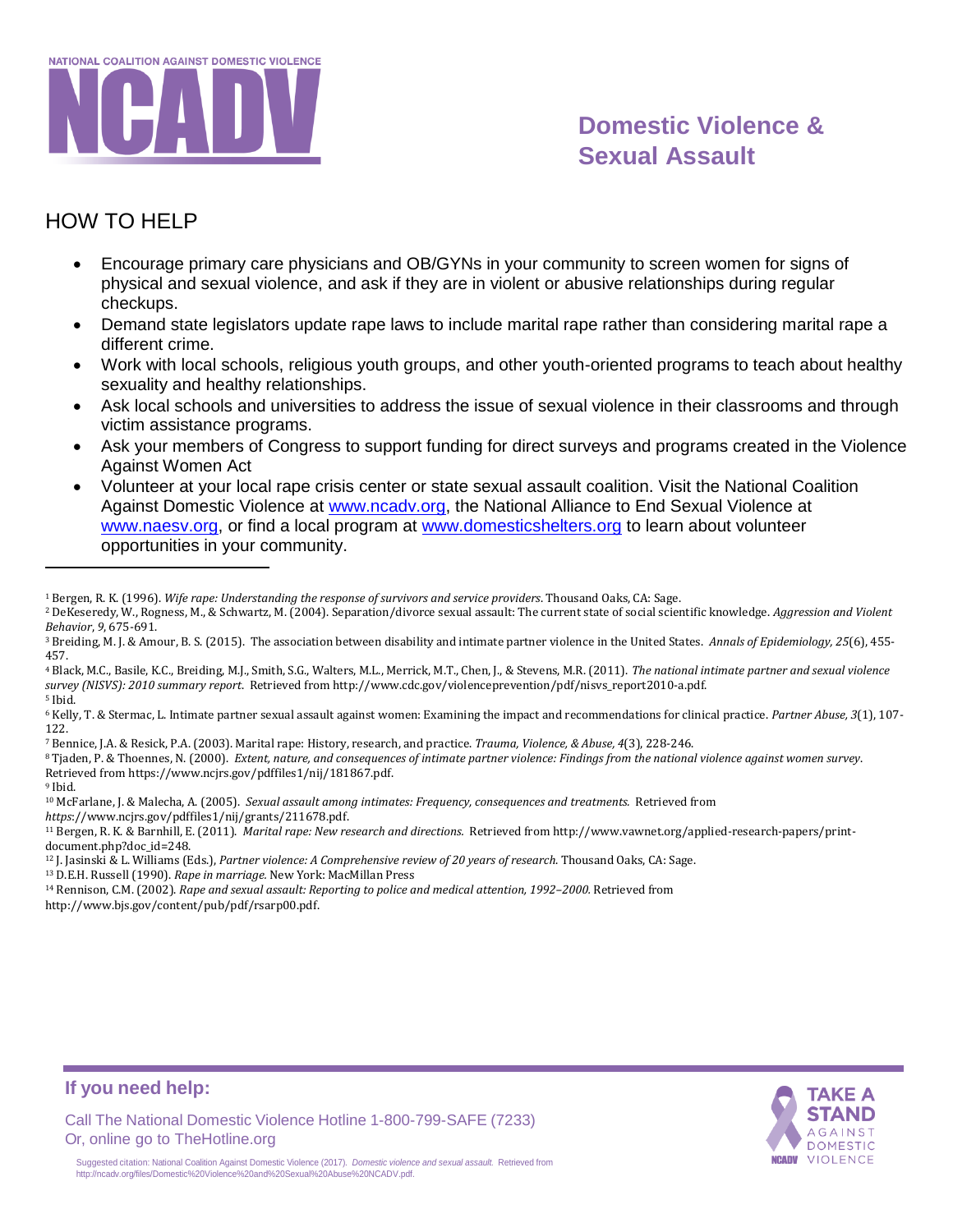# Domestic Violence & Sexual Assault

## HOW TO HELP

- Encourage primary care physicians and OB/GYNs in your community to screen women for signs of physical and sexual violence, and ask if they are in violent or abusive relationships during regular checkups.
- Demand state legislators update rape laws to include marital rape rather than considering marital rape a different crime.
- Work with local schools, religious youth groups, and other youth-oriented programs to teach about healthy sexuality and healthy relationships.
- Ask local schools and universities to address the issue of sexual violence in their classrooms and through victim assistance programs.
- Ask your members of Congress to support funding for direct surveys and programs created in the Violence Against Women Act
- Volunteer at your local rape crisis center or state sexual assault coalition. Visit the National Coalition Against Domestic Violence at www.ncadv.org, the National Alliance to End Sexual Violence at www.naesv.org, or find a local program at www.domesticshelters.org to learn about volunteer opportunities in your community.

---

[1] Bergen, R. K. (1996). *Wife rape: Understanding the response of survivors and service providers*. Thousand Oaks, CA: Sage.

[2] DeKeseredy, W., Rogness, M., & Schwartz, M. (2004). Separation/divorce sexual assault: The current state of social scientific knowledge. *Aggression and Violent Behavior*, *9*, 675-691.

[3] Breiding, M. J. & Amour, B. S. (2015). The association between disability and intimate partner violence in the United States. *Annals of Epidemiology, 25*(6), 455-457.

[4] Black, M.C., Basile, K.C., Breiding, M.J., Smith, S.G., Walters, M.L., Merrick, M.T., Chen, J., & Stevens, M.R. (2011). *The national intimate partner and sexual violence survey (NISVS): 2010 summary report*. Retrieved from http://www.cdc.gov/violenceprevention/pdf/nisvs_report2010-a.pdf.

[5] Ibid.

[6] Kelly, T. & Stermac, L. Intimate partner sexual assault against women: Examining the impact and recommendations for clinical practice. *Partner Abuse, 3*(1), 107-122.

[7] Bennice, J.A. & Resick, P.A. (2003). Marital rape: History, research, and practice. *Trauma, Violence, & Abuse, 4*(3), 228-246.

[8] Tjaden, P. & Thoennes, N. (2000). *Extent, nature, and consequences of intimate partner violence: Findings from the national violence against women survey*. Retrieved from https://www.ncjrs.gov/pdffiles1/nij/181867.pdf.

[9] Ibid.

[10] McFarlane, J. & Malecha, A. (2005). *Sexual assault among intimates: Frequency, consequences and treatments.* Retrieved from *https*://www.ncjrs.gov/pdffiles1/nij/grants/211678.pdf.

[11] Bergen, R. K. & Barnhill, E. (2011). *Marital rape: New research and directions.* Retrieved from http://www.vawnet.org/applied-research-papers/print-document.php?doc_id=248.

[12] J. Jasinski & L. Williams (Eds.), *Partner violence: A Comprehensive review of 20 years of research.* Thousand Oaks, CA: Sage.

[13] D.E.H. Russell (1990). *Rape in marriage.* New York: MacMillan Press

[14] Rennison, C.M. (2002). *Rape and sexual assault: Reporting to police and medical attention, 1992–2000.* Retrieved from http://www.bjs.gov/content/pub/pdf/rsarp00.pdf.

---

**If you need help:**

Call The National Domestic Violence Hotline 1-800-799-SAFE (7233)
Or, online go to TheHotline.org

Suggested citation: National Coalition Against Domestic Violence (2017). *Domestic violence and sexual assault.* Retrieved from http://ncadv.org/files/Domestic%20Violence%20and%20Sexual%20Abuse%20NCADV.pdf.